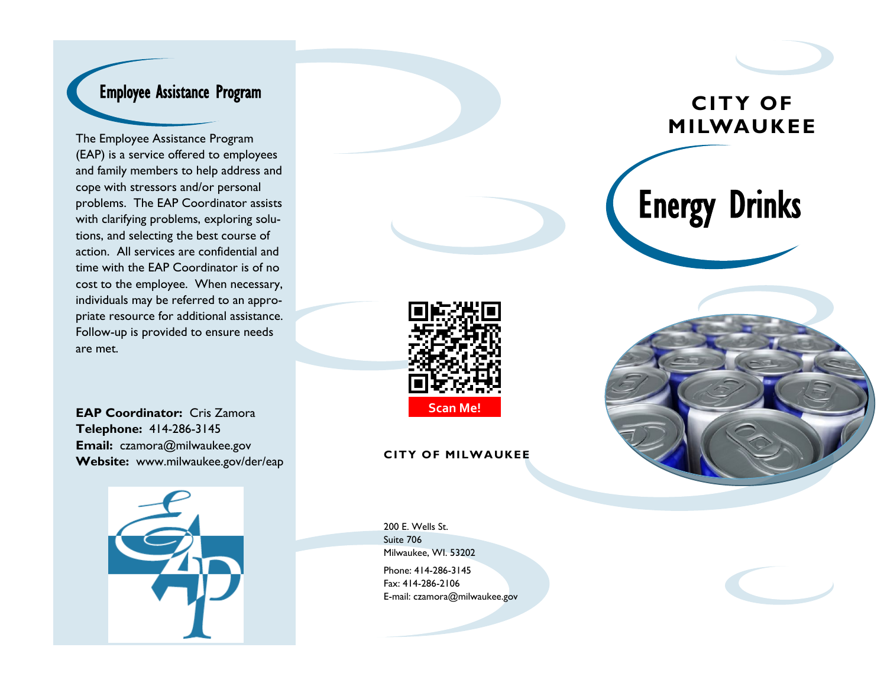## Employee Assistance Program

The Employee Assistance Program (EAP) is a service offered to employees and family members to help address and cope with stressors and/or personal problems. The EAP Coordinator assists with clarifying problems, exploring solutions, and selecting the best course of action. All services are confidential and time with the EAP Coordinator is of no cost to the employee. When necessary, individuals may be referred to an appropriate resource for additional assistance. Follow-up is provided to ensure needs are met.

**EAP Coordinator:** Cris Zamora
**Telephone:** 414-286-3145
**Email:** czamora@milwaukee.gov
**Website:** www.milwaukee.gov/der/eap

Scan Me!

**CITY OF MILWAUKEE**

200 E. Wells St.
Suite 706
Milwaukee, WI. 53202

Phone: 414-286-3145
Fax: 414-286-2106
E-mail: czamora@milwaukee.gov

**CITY OF MILWAUKEE**

# Energy Drinks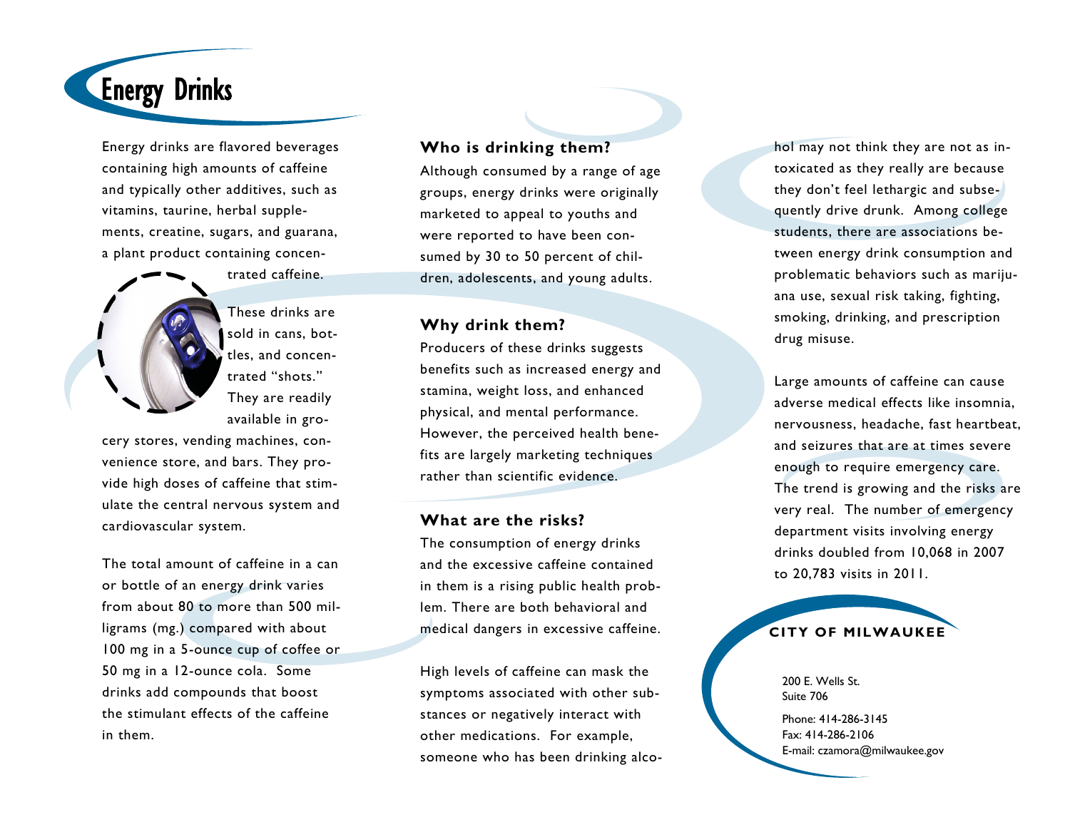# Energy Drinks

Energy drinks are flavored beverages containing high amounts of caffeine and typically other additives, such as vitamins, taurine, herbal supplements, creatine, sugars, and guarana, a plant product containing concentrated caffeine.

These drinks are sold in cans, bottles, and concentrated "shots." They are readily available in grocery stores, vending machines, convenience store, and bars. They provide high doses of caffeine that stimulate the central nervous system and cardiovascular system.

The total amount of caffeine in a can or bottle of an energy drink varies from about 80 to more than 500 milligrams (mg.) compared with about 100 mg in a 5-ounce cup of coffee or 50 mg in a 12-ounce cola. Some drinks add compounds that boost the stimulant effects of the caffeine in them.

### Who is drinking them?

Although consumed by a range of age groups, energy drinks were originally marketed to appeal to youths and were reported to have been consumed by 30 to 50 percent of children, adolescents, and young adults.

### Why drink them?

Producers of these drinks suggests benefits such as increased energy and stamina, weight loss, and enhanced physical, and mental performance. However, the perceived health benefits are largely marketing techniques rather than scientific evidence.

### What are the risks?

The consumption of energy drinks and the excessive caffeine contained in them is a rising public health problem. There are both behavioral and medical dangers in excessive caffeine.

High levels of caffeine can mask the symptoms associated with other substances or negatively interact with other medications. For example, someone who has been drinking alcohol may not think they are not as intoxicated as they really are because they don't feel lethargic and subsequently drive drunk. Among college students, there are associations between energy drink consumption and problematic behaviors such as marijuana use, sexual risk taking, fighting, smoking, drinking, and prescription drug misuse.

Large amounts of caffeine can cause adverse medical effects like insomnia, nervousness, headache, fast heartbeat, and seizures that are at times severe enough to require emergency care. The trend is growing and the risks are very real. The number of emergency department visits involving energy drinks doubled from 10,068 in 2007 to 20,783 visits in 2011.

**CITY OF MILWAUKEE**

200 E. Wells St.
Suite 706

Phone: 414-286-3145
Fax: 414-286-2106
E-mail: czamora@milwaukee.gov